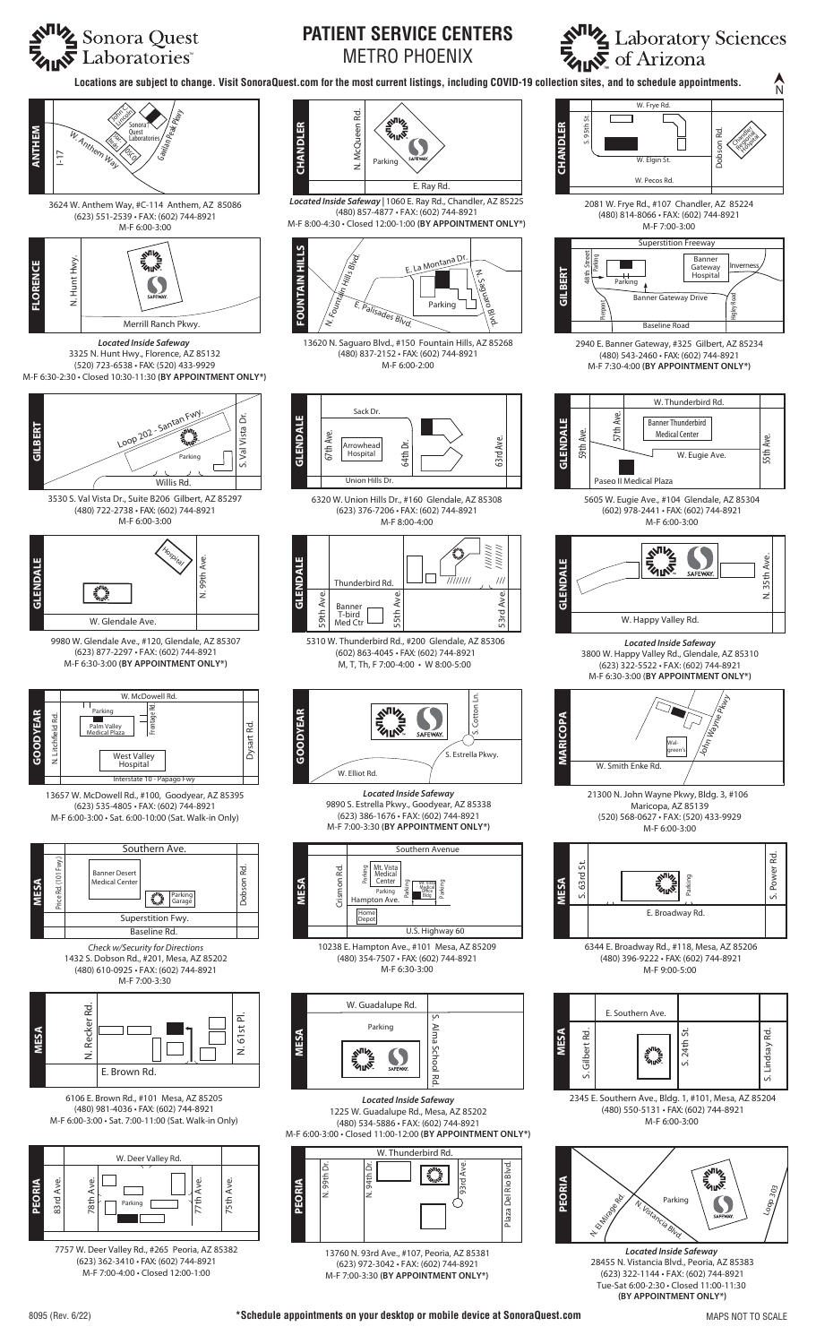# PATIENT SERVICE CENTERS

## METRO PHOENIX

Sonora Quest Laboratories™ | Laboratory Sciences of Arizona

**Locations are subject to change. Visit SonoraQuest.com for the most current listings, including COVID-19 collection sites, and to schedule appointments.**

### ANTHEM

3624 W. Anthem Way, #C-114 Anthem, AZ 85086
(623) 551-2539 • FAX: (602) 744-8921
M-F 6:00-3:00

### CHANDLER

*Located Inside Safeway* | 1060 E. Ray Rd., Chandler, AZ 85225
(480) 857-4877 • FAX: (602) 744-8921
M-F 8:00-4:30 • Closed 12:00-1:00 **(BY APPOINTMENT ONLY*)**

### CHANDLER

2081 W. Frye Rd., #107 Chandler, AZ 85224
(480) 814-8066 • FAX: (602) 744-8921
M-F 7:00-3:00

### FLORENCE

*Located Inside Safeway*
3325 N. Hunt Hwy., Florence, AZ 85132
(520) 723-6538 • FAX: (520) 433-9929
M-F 6:30-2:30 • Closed 10:30-11:30 **(BY APPOINTMENT ONLY*)**

### FOUNTAIN HILLS

13620 N. Saguaro Blvd., #150 Fountain Hills, AZ 85268
(480) 837-2152 • FAX: (602) 744-8921
M-F 6:00-2:00

### GILBERT

2940 E. Banner Gateway, #325 Gilbert, AZ 85234
(480) 543-2460 • FAX: (602) 744-8921
M-F 7:30-4:00 **(BY APPOINTMENT ONLY*)**

### GILBERT

3530 S. Val Vista Dr., Suite B206 Gilbert, AZ 85297
(480) 722-2738 • FAX: (602) 744-8921
M-F 6:00-3:00

### GLENDALE

6320 W. Union Hills Dr., #160 Glendale, AZ 85308
(623) 376-7206 • FAX: (602) 744-8921
M-F 8:00-4:00

### GLENDALE

5605 W. Eugie Ave., #104 Glendale, AZ 85304
(602) 978-2441 • FAX: (602) 744-8921
M-F 6:00-3:00

### GLENDALE

9980 W. Glendale Ave., #120, Glendale, AZ 85307
(623) 877-2297 • FAX: (602) 744-8921
M-F 6:30-3:00 **(BY APPOINTMENT ONLY*)**

### GLENDALE

5310 W. Thunderbird Rd., #200 Glendale, AZ 85306
(602) 863-4045 • FAX: (602) 744-8921
M, T, Th, F 7:00-4:00 • W 8:00-5:00

### GLENDALE

*Located Inside Safeway*
3800 W. Happy Valley Rd., Glendale, AZ 85310
(623) 322-5522 • FAX: (602) 744-8921
M-F 6:30-3:00 **(BY APPOINTMENT ONLY*)**

### GOODYEAR

13657 W. McDowell Rd., #100, Goodyear, AZ 85395
(623) 535-4805 • FAX: (602) 744-8921
M-F 6:00-3:00 • Sat. 6:00-10:00 (Sat. Walk-in Only)

### GOODYEAR

*Located Inside Safeway*
9890 S. Estrella Pkwy., Goodyear, AZ 85338
(623) 386-1676 • FAX: (602) 744-8921
M-F 7:00-3:30 **(BY APPOINTMENT ONLY*)**

### MARICOPA

21300 N. John Wayne Pkwy, Bldg. 3, #106
Maricopa, AZ 85139
(520) 568-0627 • FAX: (520) 433-9929
M-F 6:00-3:00

### MESA

*Check w/Security for Directions*
1432 S. Dobson Rd., #201, Mesa, AZ 85202
(480) 610-0925 • FAX: (602) 744-8921
M-F 7:00-3:30

### MESA

10238 E. Hampton Ave., #101 Mesa, AZ 85209
(480) 354-7507 • FAX: (602) 744-8921
M-F 6:30-3:00

### MESA

6344 E. Broadway Rd., #118, Mesa, AZ 85206
(480) 396-9222 • FAX: (602) 744-8921
M-F 9:00-5:00

### MESA

6106 E. Brown Rd., #101 Mesa, AZ 85205
(480) 981-4036 • FAX: (602) 744-8921
M-F 6:00-3:00 • Sat. 7:00-11:00 (Sat. Walk-in Only)

### MESA

*Located Inside Safeway*
1225 W. Guadalupe Rd., Mesa, AZ 85202
(480) 534-5886 • FAX: (602) 744-8921
M-F 6:00-3:00 • Closed 11:00-12:00 **(BY APPOINTMENT ONLY*)**

### MESA

2345 E. Southern Ave., Bldg. 1, #101, Mesa, AZ 85204
(480) 550-5131 • FAX: (602) 744-8921
M-F 6:00-3:00

### PEORIA

7757 W. Deer Valley Rd., #265 Peoria, AZ 85382
(623) 362-3410 • FAX: (602) 744-8921
M-F 7:00-4:00 • Closed 12:00-1:00

### PEORIA

13760 N. 93rd Ave., #107, Peoria, AZ 85381
(623) 972-3042 • FAX: (602) 744-8921
M-F 7:00-3:30 **(BY APPOINTMENT ONLY*)**

### PEORIA

*Located Inside Safeway*
28455 N. Vistancia Blvd., Peoria, AZ 85383
(623) 322-1144 • FAX: (602) 744-8921
Tue-Sat 6:00-2:30 • Closed 11:00-11:30
**(BY APPOINTMENT ONLY*)**

8095 (Rev. 6/22)

***Schedule appointments on your desktop or mobile device at SonoraQuest.com**

MAPS NOT TO SCALE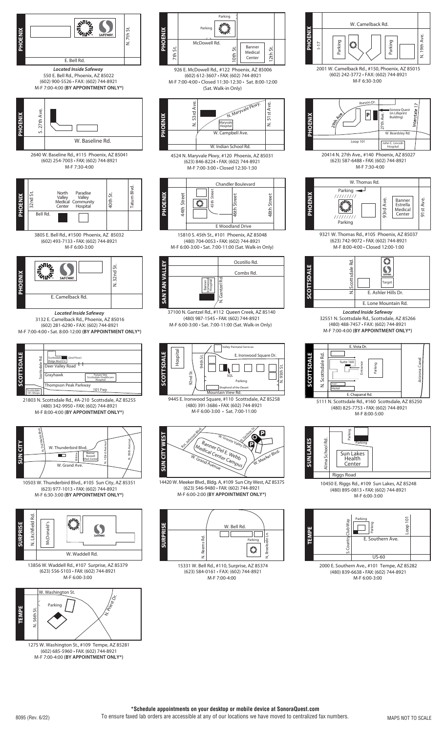**PHOENIX**

*Located Inside Safeway*
550 E. Bell Rd., Phoenix, AZ 85022
(602) 900-5526 • FAX: (602) 744-8921
M-F 7:00-4:00 **(BY APPOINTMENT ONLY*)**

**PHOENIX**

2640 W. Baseline Rd., #115 Phoenix, AZ 85041
(602) 254-7003 • FAX: (602) 744-8921
M-F 7:30-4:00

**PHOENIX**

3805 E. Bell Rd., #1500 Phoenix, AZ 85032
(602) 493-7133 • FAX: (602) 744-8921
M-F 6:00-3:00

**PHOENIX**

*Located Inside Safeway*
3132 E. Camelback Rd., Phoenix, AZ 85016
(602) 281-6290 • FAX: (602) 744-8921
M-F 7:00-4:00 • Sat. 8:00-12:00 **(BY APPOINTMENT ONLY*)**

**SCOTTSDALE**

21803 N. Scottsdale Rd., #A-210 Scottsdale, AZ 85255
(480) 342-9950 • FAX: (602) 744-8921
M-F 8:00-4:00 **(BY APPOINTMENT ONLY*)**

**SUN CITY**

10503 W. Thunderbird Blvd., #105 Sun City, AZ 85351
(623) 977-1013 • FAX: (602) 744-8921
M-F 6:30-3:00 **(BY APPOINTMENT ONLY*)**

**SURPRISE**

13856 W. Waddell Rd., #107 Surprise, AZ 85379
(623) 556-5103 • FAX: (602) 744-8921
M-F 6:00-3:00

**TEMPE**

1275 W. Washington St., #109 Tempe, AZ 85281
(602) 685-5960 • FAX: (602) 744-8921
M-F 7:00-4:00 **(BY APPOINTMENT ONLY*)**

**PHOENIX**

926 E. McDowell Rd., #122 Phoenix, AZ 85006
(602) 612-3607 • FAX: (602) 744-8921
M-F 7:00-4:00 • Closed 11:30-12:30 • Sat. 8:00-12:00
(Sat. Walk-in Only)

**PHOENIX**

4524 N. Maryvale Pkwy, #120 Phoenix, AZ 85031
(623) 846-8224 • FAX: (602) 744-8921
M-F 7:00-3:00 • Closed 12:30-1:30

**PHOENIX**

15810 S. 45th St., #101 Phoenix, AZ 85048
(480) 704-0053 • FAX: (602) 744-8921
M-F 6:00-3:00 • Sat. 7:00-11:00 (Sat. Walk-in Only)

**SAN TAN VALLEY**

37100 N. Gantzel Rd., #112 Queen Creek, AZ 85140
(480) 987-1545 • FAX: (602) 744-8921
M-F 6:00-3:00 • Sat. 7:00-11:00 (Sat. Walk-in Only)

**SCOTTSDALE**

9445 E. Ironwood Square, #110 Scottsdale, AZ 85258
(480) 391-3686 • FAX: (602) 744-8921
M-F 6:00-3:00 • Sat. 7:00-11:00

**SUN CITY WEST**

14420 W. Meeker Blvd., Bldg. A, #109 Sun City West, AZ 85375
(623) 546-9480 • FAX: (602) 744-8921
M-F 6:00-2:00 **(BY APPOINTMENT ONLY*)**

**SURPRISE**

15331 W. Bell Rd., #110, Surprise, AZ 85374
(623) 584-0161 • FAX: (602) 744-8921
M-F 7:00-4:00

**PHOENIX**

2001 W. Camelback Rd., #150, Phoenix, AZ 85015
(602) 242-3772 • FAX: (602) 744-8921
M-F 6:30-3:00

**PHOENIX**

20414 N. 27th Ave., #140 Phoenix, AZ 85027
(623) 587-6488 • FAX: (602) 744-8921
M-F 7:30-4:00

**PHOENIX**

9321 W. Thomas Rd., #105 Phoenix, AZ 85037
(623) 742-9072 • FAX: (602) 744-8921
M-F 8:00-4:00 • Closed 12:00-1:00

**SCOTTSDALE**

*Located Inside Safeway*
32551 N. Scottsdale Rd., Scottsdale, AZ 85266
(480) 488-7457 • FAX: (602) 744-8921
M-F 7:00-4:00 **(BY APPOINTMENT ONLY*)**

**SCOTTSDALE**

5111 N. Scottsdale Rd., #160 Scottsdale, AZ 85250
(480) 825-7753 • FAX: (602) 744-8921
M-F 8:00-5:00

**SUN LAKES**

10450 E. Riggs Rd., #109 Sun Lakes, AZ 85248
(480) 895-0813 • FAX: (602) 744-8921
M-F 6:00-3:00

**TEMPE**

2000 E. Southern Ave., #101 Tempe, AZ 85282
(480) 839-6638 • FAX: (602) 744-8921
M-F 6:00-3:00

**\*Schedule appointments on your desktop or mobile device at SonoraQuest.com**

To ensure faxed lab orders are accessible at any of our locations we have moved to centralized fax numbers.

8095 (Rev. 6/22)

MAPS NOT TO SCALE